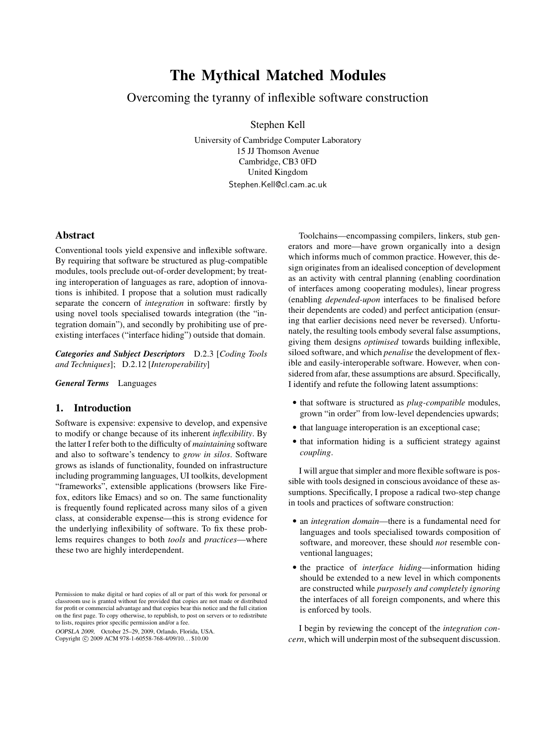# The Mythical Matched Modules

## Overcoming the tyranny of inflexible software construction

Stephen Kell

University of Cambridge Computer Laboratory
15 JJ Thomson Avenue
Cambridge, CB3 0FD
United Kingdom
Stephen.Kell@cl.cam.ac.uk

### Abstract

Conventional tools yield expensive and inflexible software. By requiring that software be structured as plug-compatible modules, tools preclude out-of-order development; by treating interoperation of languages as rare, adoption of innovations is inhibited. I propose that a solution must radically separate the concern of *integration* in software: firstly by using novel tools specialised towards integration (the "integration domain"), and secondly by prohibiting use of preexisting interfaces ("interface hiding") outside that domain.

***Categories and Subject Descriptors*** D.2.3 [*Coding Tools and Techniques*]; D.2.12 [*Interoperability*]

***General Terms*** Languages

### 1. Introduction

Software is expensive: expensive to develop, and expensive to modify or change because of its inherent *inflexibility*. By the latter I refer both to the difficulty of *maintaining* software and also to software's tendency to *grow in silos*. Software grows as islands of functionality, founded on infrastructure including programming languages, UI toolkits, development "frameworks", extensible applications (browsers like Firefox, editors like Emacs) and so on. The same functionality is frequently found replicated across many silos of a given class, at considerable expense—this is strong evidence for the underlying inflexibility of software. To fix these problems requires changes to both *tools* and *practices*—where these two are highly interdependent.

Toolchains—encompassing compilers, linkers, stub generators and more—have grown organically into a design which informs much of common practice. However, this design originates from an idealised conception of development as an activity with central planning (enabling coordination of interfaces among cooperating modules), linear progress (enabling *depended-upon* interfaces to be finalised before their dependents are coded) and perfect anticipation (ensuring that earlier decisions need never be reversed). Unfortunately, the resulting tools embody several false assumptions, giving them designs *optimised* towards building inflexible, siloed software, and which *penalise* the development of flexible and easily-interoperable software. However, when considered from afar, these assumptions are absurd. Specifically, I identify and refute the following latent assumptions:

- that software is structured as *plug-compatible* modules, grown "in order" from low-level dependencies upwards;
- that language interoperation is an exceptional case;
- that information hiding is a sufficient strategy against *coupling*.

I will argue that simpler and more flexible software is possible with tools designed in conscious avoidance of these assumptions. Specifically, I propose a radical two-step change in tools and practices of software construction:

- an *integration domain*—there is a fundamental need for languages and tools specialised towards composition of software, and moreover, these should *not* resemble conventional languages;
- the practice of *interface hiding*—information hiding should be extended to a new level in which components are constructed while *purposely and completely ignoring* the interfaces of all foreign components, and where this is enforced by tools.

I begin by reviewing the concept of the *integration concern*, which will underpin most of the subsequent discussion.

Permission to make digital or hard copies of all or part of this work for personal or classroom use is granted without fee provided that copies are not made or distributed for profit or commercial advantage and that copies bear this notice and the full citation on the first page. To copy otherwise, to republish, to post on servers or to redistribute to lists, requires prior specific permission and/or a fee.

*OOPSLA 2009,* October 25–29, 2009, Orlando, Florida, USA.
Copyright © 2009 ACM 978-1-60558-768-4/09/10...$10.00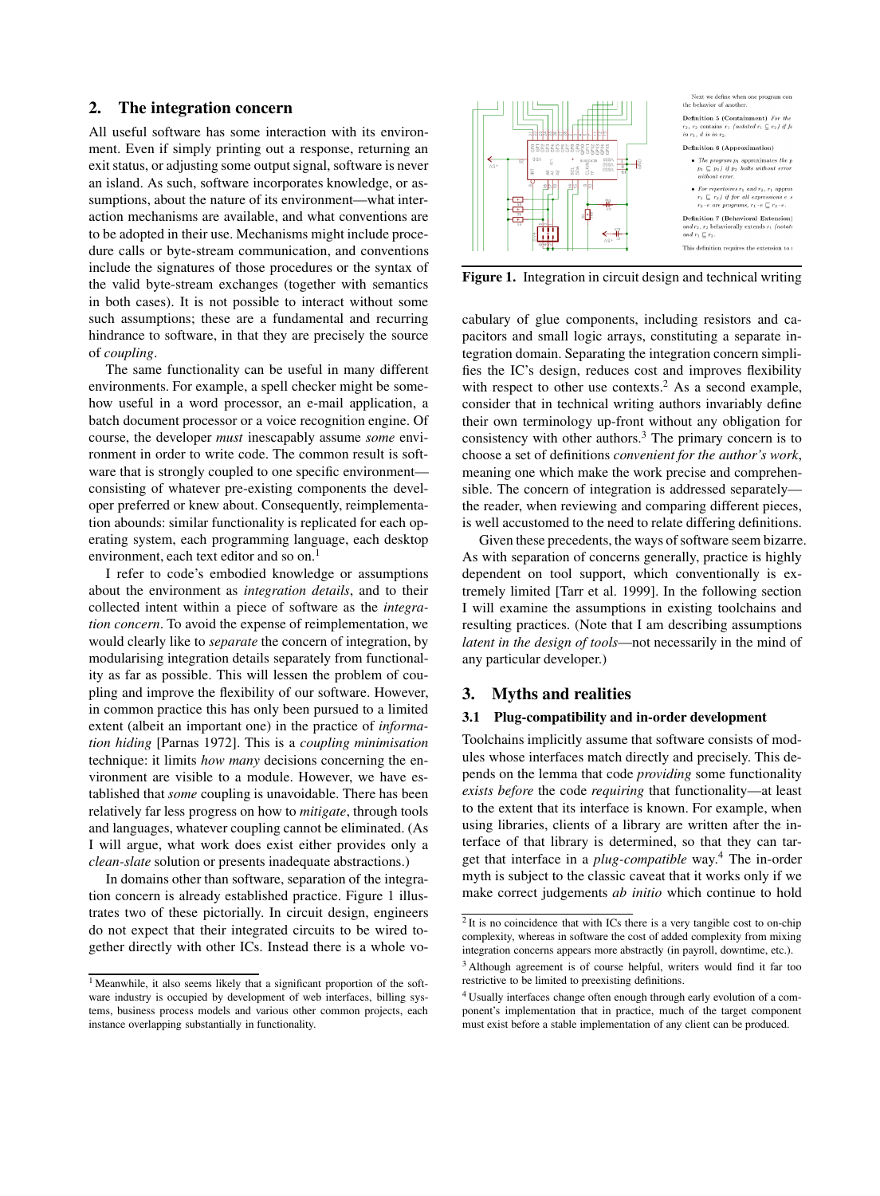## 2. The integration concern

All useful software has some interaction with its environment. Even if simply printing out a response, returning an exit status, or adjusting some output signal, software is never an island. As such, software incorporates knowledge, or assumptions, about the nature of its environment—what interaction mechanisms are available, and what conventions are to be adopted in their use. Mechanisms might include procedure calls or byte-stream communication, and conventions include the signatures of those procedures or the syntax of the valid byte-stream exchanges (together with semantics in both cases). It is not possible to interact without some such assumptions; these are a fundamental and recurring hindrance to software, in that they are precisely the source of *coupling*.

The same functionality can be useful in many different environments. For example, a spell checker might be somehow useful in a word processor, an e-mail application, a batch document processor or a voice recognition engine. Of course, the developer *must* inescapably assume *some* environment in order to write code. The common result is software that is strongly coupled to one specific environment—consisting of whatever pre-existing components the developer preferred or knew about. Consequently, reimplementation abounds: similar functionality is replicated for each operating system, each programming language, each desktop environment, each text editor and so on.[1]

I refer to code's embodied knowledge or assumptions about the environment as *integration details*, and to their collected intent within a piece of software as the *integration concern*. To avoid the expense of reimplementation, we would clearly like to *separate* the concern of integration, by modularising integration details separately from functionality as far as possible. This will lessen the problem of coupling and improve the flexibility of our software. However, in common practice this has only been pursued to a limited extent (albeit an important one) in the practice of *information hiding* [Parnas 1972]. This is a *coupling minimisation* technique: it limits *how many* decisions concerning the environment are visible to a module. However, we have established that *some* coupling is unavoidable. There has been relatively far less progress on how to *mitigate*, through tools and languages, whatever coupling cannot be eliminated. (As I will argue, what work does exist either provides only a *clean-slate* solution or presents inadequate abstractions.)

In domains other than software, separation of the integration concern is already established practice. Figure 1 illustrates two of these pictorially. In circuit design, engineers do not expect that their integrated circuits to be wired together directly with other ICs. Instead there is a whole vocabulary of glue components, including resistors and capacitors and small logic arrays, constituting a separate integration domain. Separating the integration concern simplifies the IC's design, reduces cost and improves flexibility with respect to other use contexts.[2] As a second example, consider that in technical writing authors invariably define their own terminology up-front without any obligation for consistency with other authors.[3] The primary concern is to choose a set of definitions *convenient for the author's work*, meaning one which make the work precise and comprehensible. The concern of integration is addressed separately—the reader, when reviewing and comparing different pieces, is well accustomed to the need to relate differing definitions.

Figure 1. Integration in circuit design and technical writing

Given these precedents, the ways of software seem bizarre. As with separation of concerns generally, practice is highly dependent on tool support, which conventionally is extremely limited [Tarr et al. 1999]. In the following section I will examine the assumptions in existing toolchains and resulting practices. (Note that I am describing assumptions *latent in the design of tools*—not necessarily in the mind of any particular developer.)

## 3. Myths and realities

### 3.1 Plug-compatibility and in-order development

Toolchains implicitly assume that software consists of modules whose interfaces match directly and precisely. This depends on the lemma that code *providing* some functionality *exists before* the code *requiring* that functionality—at least to the extent that its interface is known. For example, when using libraries, clients of a library are written after the interface of that library is determined, so that they can target that interface in a *plug-compatible* way.[4] The in-order myth is subject to the classic caveat that it works only if we make correct judgements *ab initio* which continue to hold

[1] Meanwhile, it also seems likely that a significant proportion of the software industry is occupied by development of web interfaces, billing systems, business process models and various other common projects, each instance overlapping substantially in functionality.

[2] It is no coincidence that with ICs there is a very tangible cost to on-chip complexity, whereas in software the cost of added complexity from mixing integration concerns appears more abstractly (in payroll, downtime, etc.).

[3] Although agreement is of course helpful, writers would find it far too restrictive to be limited to preexisting definitions.

[4] Usually interfaces change often enough through early evolution of a component's implementation that in practice, much of the target component must exist before a stable implementation of any client can be produced.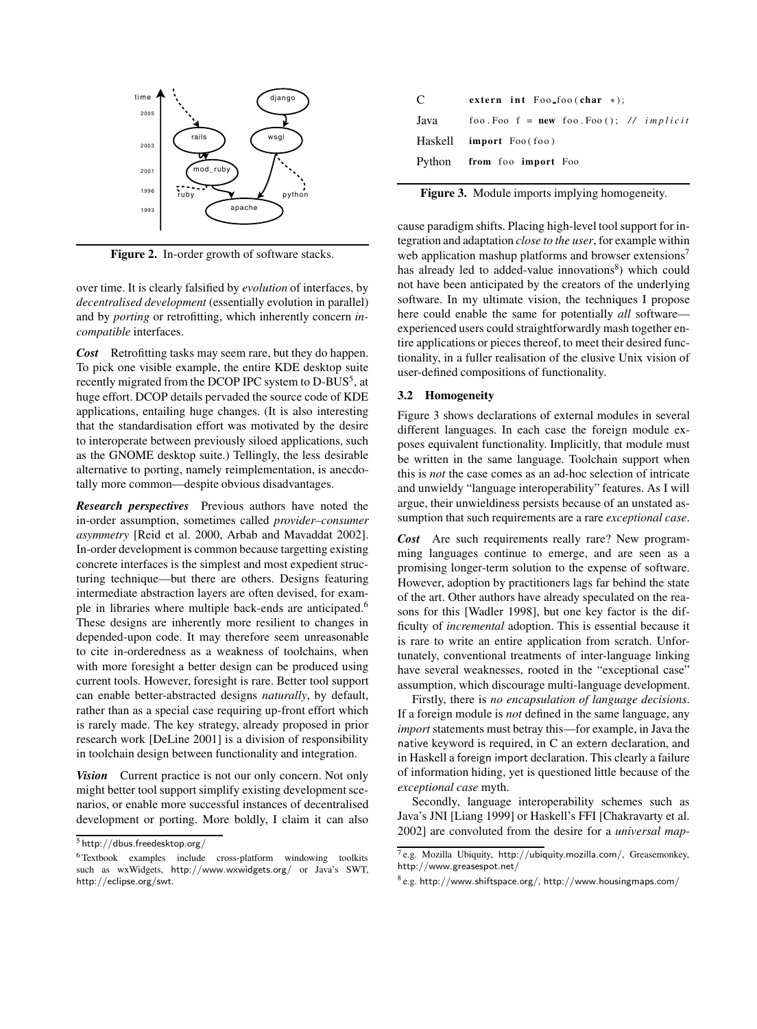**Figure 2.** In-order growth of software stacks.

over time. It is clearly falsified by *evolution* of interfaces, by *decentralised development* (essentially evolution in parallel) and by *porting* or retrofitting, which inherently concern *incompatible* interfaces.

***Cost*** Retrofitting tasks may seem rare, but they do happen. To pick one visible example, the entire KDE desktop suite recently migrated from the DCOP IPC system to D-BUS[5], at huge effort. DCOP details pervaded the source code of KDE applications, entailing huge changes. (It is also interesting that the standardisation effort was motivated by the desire to interoperate between previously siloed applications, such as the GNOME desktop suite.) Tellingly, the less desirable alternative to porting, namely reimplementation, is anecdotally more common—despite obvious disadvantages.

***Research perspectives*** Previous authors have noted the in-order assumption, sometimes called *provider–consumer asymmetry* [Reid et al. 2000, Arbab and Mavaddat 2002]. In-order development is common because targetting existing concrete interfaces is the simplest and most expedient structuring technique—but there are others. Designs featuring intermediate abstraction layers are often devised, for example in libraries where multiple back-ends are anticipated.[6] These designs are inherently more resilient to changes in depended-upon code. It may therefore seem unreasonable to cite in-orderedness as a weakness of toolchains, when with more foresight a better design can be produced using current tools. However, foresight is rare. Better tool support can enable better-abstracted designs *naturally*, by default, rather than as a special case requiring up-front effort which is rarely made. The key strategy, already proposed in prior research work [DeLine 2001] is a division of responsibility in toolchain design between functionality and integration.

***Vision*** Current practice is not our only concern. Not only might better tool support simplify existing development scenarios, or enable more successful instances of decentralised development or porting. More boldly, I claim it can also cause paradigm shifts. Placing high-level tool support for integration and adaptation *close to the user*, for example within web application mashup platforms and browser extensions[7] has already led to added-value innovations[8]) which could not have been anticipated by the creators of the underlying software. In my ultimate vision, the techniques I propose here could enable the same for potentially *all* software—experienced users could straightforwardly mash together entire applications or pieces thereof, to meet their desired functionality, in a fuller realisation of the elusive Unix vision of user-defined compositions of functionality.

[5] http://dbus.freedesktop.org/

[6] Textbook examples include cross-platform windowing toolkits such as wxWidgets, http://www.wxwidgets.org/ or Java's SWT, http://eclipse.org/swt.

| | |
|---|---|
| C | `extern int Foo_foo(char *);` |
| Java | `foo.Foo f = new foo.Foo(); // implicit` |
| Haskell | `import Foo(foo)` |
| Python | `from foo import Foo` |

**Figure 3.** Module imports implying homogeneity.

### 3.2 Homogeneity

Figure 3 shows declarations of external modules in several different languages. In each case the foreign module exposes equivalent functionality. Implicitly, that module must be written in the same language. Toolchain support when this is *not* the case comes as an ad-hoc selection of intricate and unwieldy "language interoperability" features. As I will argue, their unwieldiness persists because of an unstated assumption that such requirements are a rare *exceptional case*.

***Cost*** Are such requirements really rare? New programming languages continue to emerge, and are seen as a promising longer-term solution to the expense of software. However, adoption by practitioners lags far behind the state of the art. Other authors have already speculated on the reasons for this [Wadler 1998], but one key factor is the difficulty of *incremental* adoption. This is essential because it is rare to write an entire application from scratch. Unfortunately, conventional treatments of inter-language linking have several weaknesses, rooted in the "exceptional case" assumption, which discourage multi-language development.

Firstly, there is *no encapsulation of language decisions*. If a foreign module is *not* defined in the same language, any *import* statements must betray this—for example, in Java the `native` keyword is required, in C an `extern` declaration, and in Haskell a `foreign import` declaration. This clearly a failure of information hiding, yet is questioned little because of the *exceptional case* myth.

Secondly, language interoperability schemes such as Java's JNI [Liang 1999] or Haskell's FFI [Chakravarty et al. 2002] are convoluted from the desire for a *universal map-*

[7] e.g. Mozilla Ubiquity, http://ubiquity.mozilla.com/, Greasemonkey, http://www.greasespot.net/

[8] e.g. http://www.shiftspace.org/, http://www.housingmaps.com/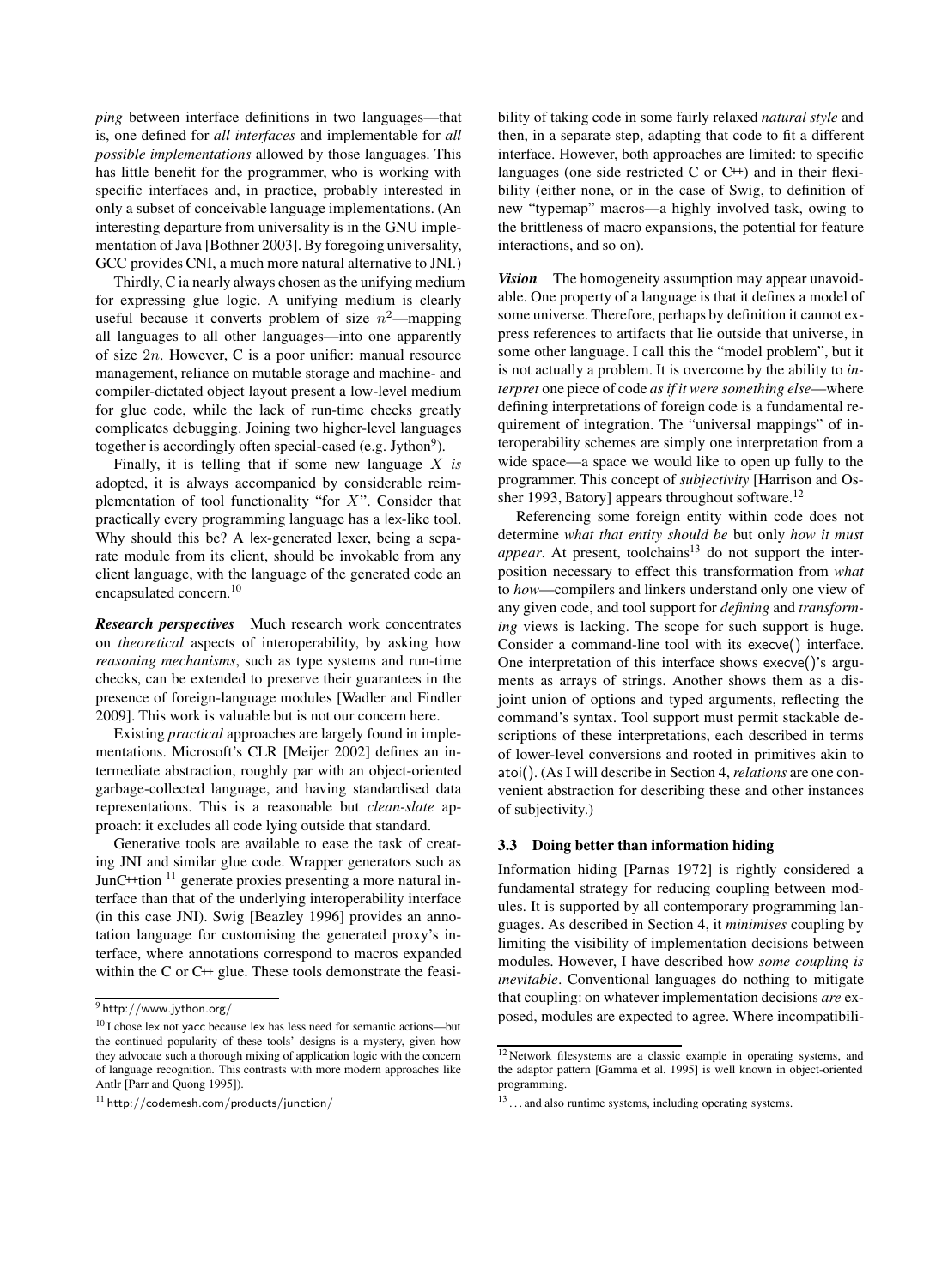*ping* between interface definitions in two languages—that is, one defined for *all interfaces* and implementable for *all possible implementations* allowed by those languages. This has little benefit for the programmer, who is working with specific interfaces and, in practice, probably interested in only a subset of conceivable language implementations. (An interesting departure from universality is in the GNU implementation of Java [Bothner 2003]. By foregoing universality, GCC provides CNI, a much more natural alternative to JNI.)

Thirdly, C ia nearly always chosen as the unifying medium for expressing glue logic. A unifying medium is clearly useful because it converts problem of size $n^2$—mapping all languages to all other languages—into one apparently of size $2n$. However, C is a poor unifier: manual resource management, reliance on mutable storage and machine- and compiler-dictated object layout present a low-level medium for glue code, while the lack of run-time checks greatly complicates debugging. Joining two higher-level languages together is accordingly often special-cased (e.g. Jython[9]).

Finally, it is telling that if some new language $X$ *is* adopted, it is always accompanied by considerable reimplementation of tool functionality "for $X$". Consider that practically every programming language has a lex-like tool. Why should this be? A lex-generated lexer, being a separate module from its client, should be invokable from any client language, with the language of the generated code an encapsulated concern.[10]

***Research perspectives*** Much research work concentrates on *theoretical* aspects of interoperability, by asking how *reasoning mechanisms*, such as type systems and run-time checks, can be extended to preserve their guarantees in the presence of foreign-language modules [Wadler and Findler 2009]. This work is valuable but is not our concern here.

Existing *practical* approaches are largely found in implementations. Microsoft's CLR [Meijer 2002] defines an intermediate abstraction, roughly par with an object-oriented garbage-collected language, and having standardised data representations. This is a reasonable but *clean-slate* approach: it excludes all code lying outside that standard.

Generative tools are available to ease the task of creating JNI and similar glue code. Wrapper generators such as JunC++tion [11] generate proxies presenting a more natural interface than that of the underlying interoperability interface (in this case JNI). Swig [Beazley 1996] provides an annotation language for customising the generated proxy's interface, where annotations correspond to macros expanded within the C or C++ glue. These tools demonstrate the feasibility of taking code in some fairly relaxed *natural style* and then, in a separate step, adapting that code to fit a different interface. However, both approaches are limited: to specific languages (one side restricted C or C++) and in their flexibility (either none, or in the case of Swig, to definition of new "typemap" macros—a highly involved task, owing to the brittleness of macro expansions, the potential for feature interactions, and so on).

***Vision*** The homogeneity assumption may appear unavoidable. One property of a language is that it defines a model of some universe. Therefore, perhaps by definition it cannot express references to artifacts that lie outside that universe, in some other language. I call this the "model problem", but it is not actually a problem. It is overcome by the ability to *interpret* one piece of code *as if it were something else*—where defining interpretations of foreign code is a fundamental requirement of integration. The "universal mappings" of interoperability schemes are simply one interpretation from a wide space—a space we would like to open up fully to the programmer. This concept of *subjectivity* [Harrison and Ossher 1993, Batory] appears throughout software.[12]

Referencing some foreign entity within code does not determine *what that entity should be* but only *how it must appear*. At present, toolchains[13] do not support the interposition necessary to effect this transformation from *what* to *how*—compilers and linkers understand only one view of any given code, and tool support for *defining* and *transforming* views is lacking. The scope for such support is huge. Consider a command-line tool with its execve() interface. One interpretation of this interface shows execve()'s arguments as arrays of strings. Another shows them as a disjoint union of options and typed arguments, reflecting the command's syntax. Tool support must permit stackable descriptions of these interpretations, each described in terms of lower-level conversions and rooted in primitives akin to atoi(). (As I will describe in Section 4, *relations* are one convenient abstraction for describing these and other instances of subjectivity.)

### 3.3 Doing better than information hiding

Information hiding [Parnas 1972] is rightly considered a fundamental strategy for reducing coupling between modules. It is supported by all contemporary programming languages. As described in Section 4, it *minimises* coupling by limiting the visibility of implementation decisions between modules. However, I have described how *some coupling is inevitable*. Conventional languages do nothing to mitigate that coupling: on whatever implementation decisions *are* exposed, modules are expected to agree. Where incompatibili-

---

[9] http://www.jython.org/

[10] I chose lex not yacc because lex has less need for semantic actions—but the continued popularity of these tools' designs is a mystery, given how they advocate such a thorough mixing of application logic with the concern of language recognition. This contrasts with more modern approaches like Antlr [Parr and Quong 1995]).

[11] http://codemesh.com/products/junction/

[12] Network filesystems are a classic example in operating systems, and the adaptor pattern [Gamma et al. 1995] is well known in object-oriented programming.

[13] ... and also runtime systems, including operating systems.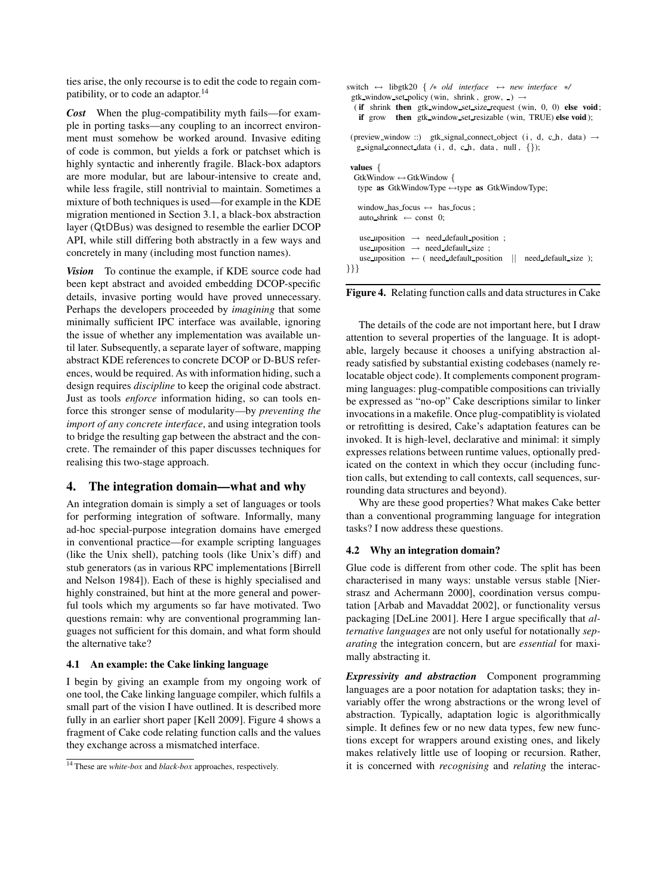ties arise, the only recourse is to edit the code to regain compatibility, or to code an adaptor.[14]

***Cost*** When the plug-compatibility myth fails—for example in porting tasks—any coupling to an incorrect environment must somehow be worked around. Invasive editing of code is common, but yields a fork or patchset which is highly syntactic and inherently fragile. Black-box adaptors are more modular, but are labour-intensive to create and, while less fragile, still nontrivial to maintain. Sometimes a mixture of both techniques is used—for example in the KDE migration mentioned in Section 3.1, a black-box abstraction layer (QtDBus) was designed to resemble the earlier DCOP API, while still differing both abstractly in a few ways and concretely in many (including most function names).

***Vision*** To continue the example, if KDE source code had been kept abstract and avoided embedding DCOP-specific details, invasive porting would have proved unnecessary. Perhaps the developers proceeded by *imagining* that some minimally sufficient IPC interface was available, ignoring the issue of whether any implementation was available until later. Subsequently, a separate layer of software, mapping abstract KDE references to concrete DCOP or D-BUS references, would be required. As with information hiding, such a design requires *discipline* to keep the original code abstract. Just as tools *enforce* information hiding, so can tools enforce this stronger sense of modularity—by *preventing the import of any concrete interface*, and using integration tools to bridge the resulting gap between the abstract and the concrete. The remainder of this paper discusses techniques for realising this two-stage approach.

## 4. The integration domain—what and why

An integration domain is simply a set of languages or tools for performing integration of software. Informally, many ad-hoc special-purpose integration domains have emerged in conventional practice—for example scripting languages (like the Unix shell), patching tools (like Unix's diff) and stub generators (as in various RPC implementations [Birrell and Nelson 1984]). Each of these is highly specialised and highly constrained, but hint at the more general and powerful tools which my arguments so far have motivated. Two questions remain: why are conventional programming languages not sufficient for this domain, and what form should the alternative take?

### 4.1 An example: the Cake linking language

I begin by giving an example from my ongoing work of one tool, the Cake linking language compiler, which fulfils a small part of the vision I have outlined. It is described more fully in an earlier short paper [Kell 2009]. Figure 4 shows a fragment of Cake code relating function calls and the values they exchange across a mismatched interface.

```
switch ↔ libgtk20 { /* old interface ↔ new interface */
  gtk_window_set_policy (win, shrink , grow, _) →
   ( if shrink then gtk_window_set_size_request (win, 0, 0) else void;
     if grow   then gtk_window_set_resizable (win, TRUE) else void );

  (preview_window ::) gtk_signal_connect_object (i , d, c_h, data) →
    g_signal_connect_data (i , d, c_h, data , null , {});

  values {
   GtkWindow ↔ GtkWindow {
    type as GtkWindowType ↔type as GtkWindowType;

    window_has_focus ↔ has_focus ;
    auto_shrink ← const 0;

    use_uposition → need_default_position ;
    use_uposition → need_default_size ;
    use_uposition ← ( need_default_position || need_default_size );
}}}
```

**Figure 4.** Relating function calls and data structures in Cake

The details of the code are not important here, but I draw attention to several properties of the language. It is adoptable, largely because it chooses a unifying abstraction already satisfied by substantial existing codebases (namely relocatable object code). It complements component programming languages: plug-compatible compositions can trivially be expressed as "no-op" Cake descriptions similar to linker invocations in a makefile. Once plug-compatiblity is violated or retrofitting is desired, Cake's adaptation features can be invoked. It is high-level, declarative and minimal: it simply expresses relations between runtime values, optionally predicated on the context in which they occur (including function calls, but extending to call contexts, call sequences, surrounding data structures and beyond).

Why are these good properties? What makes Cake better than a conventional programming language for integration tasks? I now address these questions.

### 4.2 Why an integration domain?

Glue code is different from other code. The split has been characterised in many ways: unstable versus stable [Nierstrasz and Achermann 2000], coordination versus computation [Arbab and Mavaddat 2002], or functionality versus packaging [DeLine 2001]. Here I argue specifically that *alternative languages* are not only useful for notationally *separating* the integration concern, but are *essential* for maximally abstracting it.

***Expressivity and abstraction*** Component programming languages are a poor notation for adaptation tasks; they invariably offer the wrong abstractions or the wrong level of abstraction. Typically, adaptation logic is algorithmically simple. It defines few or no new data types, few new functions except for wrappers around existing ones, and likely makes relatively little use of looping or recursion. Rather, it is concerned with *recognising* and *relating* the interac-

[14] These are *white-box* and *black-box* approaches, respectively.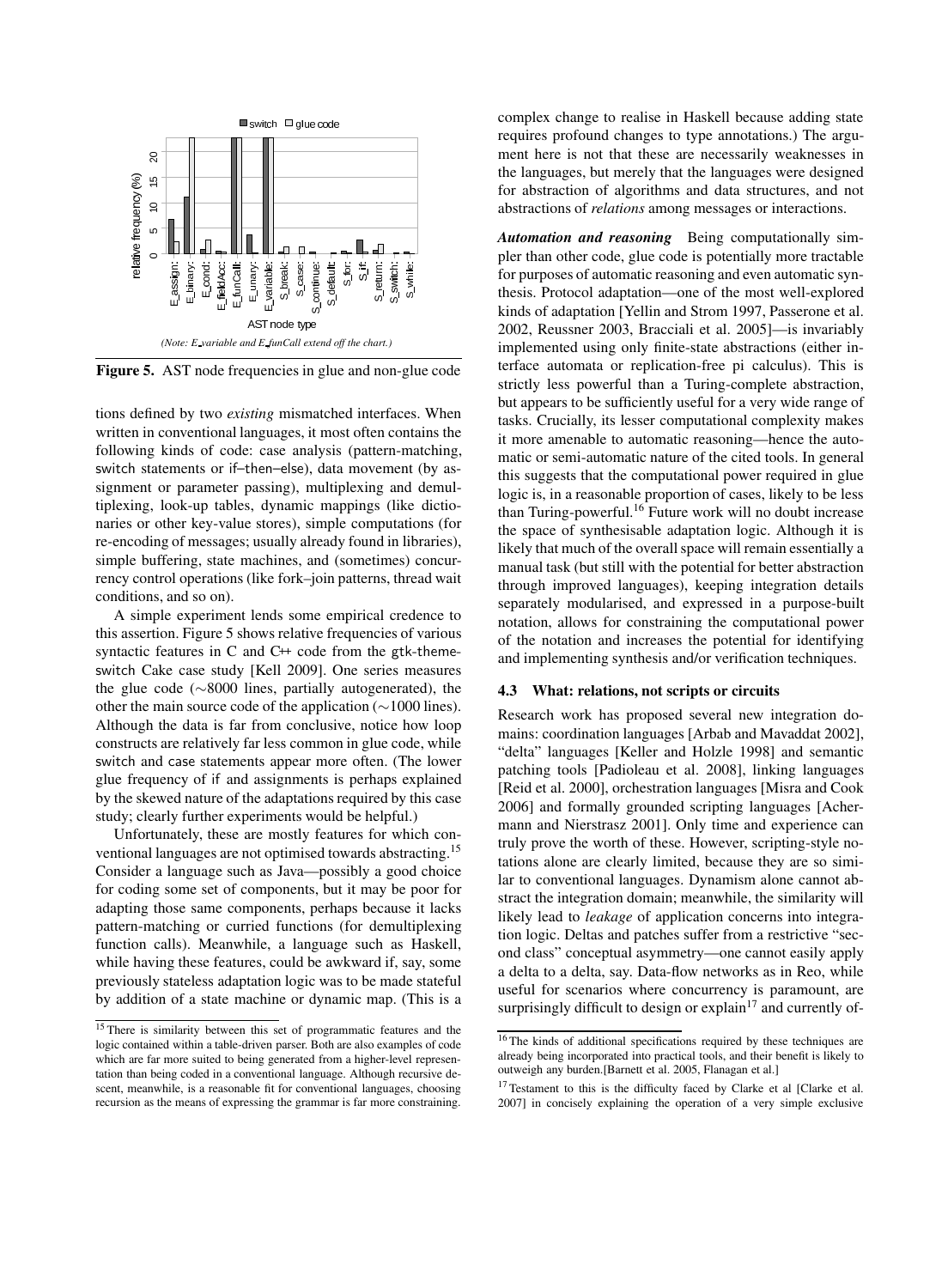(Note: E_variable and E_funCall extend off the chart.)

**Figure 5.** AST node frequencies in glue and non-glue code

tions defined by two *existing* mismatched interfaces. When written in conventional languages, it most often contains the following kinds of code: case analysis (pattern-matching, switch statements or if–then–else), data movement (by assignment or parameter passing), multiplexing and demultiplexing, look-up tables, dynamic mappings (like dictionaries or other key-value stores), simple computations (for re-encoding of messages; usually already found in libraries), simple buffering, state machines, and (sometimes) concurrency control operations (like fork–join patterns, thread wait conditions, and so on).

A simple experiment lends some empirical credence to this assertion. Figure 5 shows relative frequencies of various syntactic features in C and C++ code from the gtk-theme-switch Cake case study [Kell 2009]. One series measures the glue code (∼8000 lines, partially autogenerated), the other the main source code of the application (∼1000 lines). Although the data is far from conclusive, notice how loop constructs are relatively far less common in glue code, while switch and case statements appear more often. (The lower glue frequency of if and assignments is perhaps explained by the skewed nature of the adaptations required by this case study; clearly further experiments would be helpful.)

Unfortunately, these are mostly features for which conventional languages are not optimised towards abstracting.[15] Consider a language such as Java—possibly a good choice for coding some set of components, but it may be poor for adapting those same components, perhaps because it lacks pattern-matching or curried functions (for demultiplexing function calls). Meanwhile, a language such as Haskell, while having these features, could be awkward if, say, some previously stateless adaptation logic was to be made stateful by addition of a state machine or dynamic map. (This is a complex change to realise in Haskell because adding state requires profound changes to type annotations.) The argument here is not that these are necessarily weaknesses in the languages, but merely that the languages were designed for abstraction of algorithms and data structures, and not abstractions of *relations* among messages or interactions.

***Automation and reasoning*** Being computationally simpler than other code, glue code is potentially more tractable for purposes of automatic reasoning and even automatic synthesis. Protocol adaptation—one of the most well-explored kinds of adaptation [Yellin and Strom 1997, Passerone et al. 2002, Reussner 2003, Bracciali et al. 2005]—is invariably implemented using only finite-state abstractions (either interface automata or replication-free pi calculus). This is strictly less powerful than a Turing-complete abstraction, but appears to be sufficiently useful for a very wide range of tasks. Crucially, its lesser computational complexity makes it more amenable to automatic reasoning—hence the automatic or semi-automatic nature of the cited tools. In general this suggests that the computational power required in glue logic is, in a reasonable proportion of cases, likely to be less than Turing-powerful.[16] Future work will no doubt increase the space of synthesisable adaptation logic. Although it is likely that much of the overall space will remain essentially a manual task (but still with the potential for better abstraction through improved languages), keeping integration details separately modularised, and expressed in a purpose-built notation, allows for constraining the computational power of the notation and increases the potential for identifying and implementing synthesis and/or verification techniques.

### 4.3 What: relations, not scripts or circuits

Research work has proposed several new integration domains: coordination languages [Arbab and Mavaddat 2002], "delta" languages [Keller and Holzle 1998] and semantic patching tools [Padioleau et al. 2008], linking languages [Reid et al. 2000], orchestration languages [Misra and Cook 2006] and formally grounded scripting languages [Achermann and Nierstrasz 2001]. Only time and experience can truly prove the worth of these. However, scripting-style notations alone are clearly limited, because they are so similar to conventional languages. Dynamism alone cannot abstract the integration domain; meanwhile, the similarity will likely lead to *leakage* of application concerns into integration logic. Deltas and patches suffer from a restrictive "second class" conceptual asymmetry—one cannot easily apply a delta to a delta, say. Data-flow networks as in Reo, while useful for scenarios where concurrency is paramount, are surprisingly difficult to design or explain[17] and currently of-

[15] There is similarity between this set of programmatic features and the logic contained within a table-driven parser. Both are also examples of code which are far more suited to being generated from a higher-level representation than being coded in a conventional language. Although recursive descent, meanwhile, is a reasonable fit for conventional languages, choosing recursion as the means of expressing the grammar is far more constraining.

[16] The kinds of additional specifications required by these techniques are already being incorporated into practical tools, and their benefit is likely to outweigh any burden.[Barnett et al. 2005, Flanagan et al.]

[17] Testament to this is the difficulty faced by Clarke et al [Clarke et al. 2007] in concisely explaining the operation of a very simple exclusive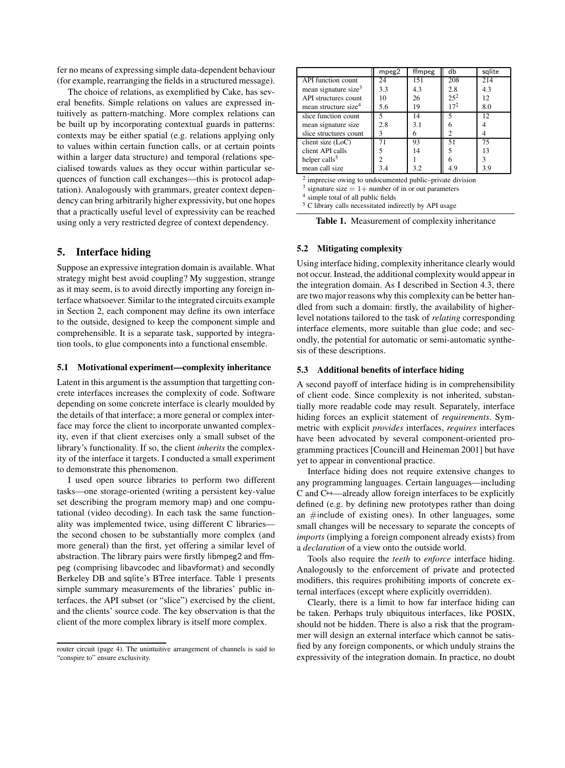fer no means of expressing simple data-dependent behaviour (for example, rearranging the fields in a structured message).

The choice of relations, as exemplified by Cake, has several benefits. Simple relations on values are expressed intuitively as pattern-matching. More complex relations can be built up by incorporating contextual guards in patterns: contexts may be either spatial (e.g. relations applying only to values within certain function calls, or at certain points within a larger data structure) and temporal (relations specialised towards values as they occur within particular sequences of function call exchanges—this is protocol adaptation). Analogously with grammars, greater context dependency can bring arbitrarily higher expressivity, but one hopes that a practically useful level of expressivity can be reached using only a very restricted degree of context dependency.

## 5. Interface hiding

Suppose an expressive integration domain is available. What strategy might best avoid coupling? My suggestion, strange as it may seem, is to avoid directly importing any foreign interface whatsoever. Similar to the integrated circuits example in Section 2, each component may define its own interface to the outside, designed to keep the component simple and comprehensible. It is a separate task, supported by integration tools, to glue components into a functional ensemble.

### 5.1 Motivational experiment—complexity inheritance

Latent in this argument is the assumption that targetting concrete interfaces increases the complexity of code. Software depending on some concrete interface is clearly moulded by the details of that interface; a more general or complex interface may force the client to incorporate unwanted complexity, even if that client exercises only a small subset of the library's functionality. If so, the client *inherits* the complexity of the interface it targets. I conducted a small experiment to demonstrate this phenomenon.

I used open source libraries to perform two different tasks—one storage-oriented (writing a persistent key-value set describing the program memory map) and one computational (video decoding). In each task the same functionality was implemented twice, using different C libraries—the second chosen to be substantially more complex (and more general) than the first, yet offering a similar level of abstraction. The library pairs were firstly libmpeg2 and ffmpeg (comprising libavcodec and libavformat) and secondly Berkeley DB and sqlite's BTree interface. Table 1 presents simple summary measurements of the libraries' public interfaces, the API subset (or "slice") exercised by the client, and the clients' source code. The key observation is that the client of the more complex library is itself more complex.

| | mpeg2 | ffmpeg | db | sqlite |
|---|---|---|---|---|
| API function count | 24 | 151 | 208 | 214 |
| mean signature size[3] | 3.3 | 4.3 | 2.8 | 4.3 |
| API structures count | 10 | 26 | 25[2] | 12 |
| mean structure size[4] | 5.6 | 19 | 17[2] | 8.0 |
| slice function count | 5 | 14 | 5 | 12 |
| mean signature size | 2.8 | 3.1 | 6 | 4 |
| slice structures count | 3 | 6 | 2 | 4 |
| client size (LoC) | 71 | 93 | 51 | 75 |
| client API calls | 5 | 14 | 5 | 13 |
| helper calls[5] | 2 | 1 | 6 | 3 |
| mean call size | 3.4 | 3.2 | 4.9 | 3.9 |

[2] imprecise owing to undocumented public–private division
[3] signature size = 1+ number of in or out parameters
[4] simple total of all public fields
[5] C library calls necessitated indirectly by API usage

**Table 1.** Measurement of complexity inheritance

### 5.2 Mitigating complexity

Using interface hiding, complexity inheritance clearly would not occur. Instead, the additional complexity would appear in the integration domain. As I described in Section 4.3, there are two major reasons why this complexity can be better handled from such a domain: firstly, the availability of higher-level notations tailored to the task of *relating* corresponding interface elements, more suitable than glue code; and secondly, the potential for automatic or semi-automatic synthesis of these descriptions.

### 5.3 Additional benefits of interface hiding

A second payoff of interface hiding is in comprehensibility of client code. Since complexity is not inherited, substantially more readable code may result. Separately, interface hiding forces an explicit statement of *requirements*. Symmetric with explicit *provides* interfaces, *requires* interfaces have been advocated by several component-oriented programming practices [Councill and Heineman 2001] but have yet to appear in conventional practice.

Interface hiding does not require extensive changes to any programming languages. Certain languages—including C and C++—already allow foreign interfaces to be explicitly defined (e.g. by defining new prototypes rather than doing an #include of existing ones). In other languages, some small changes will be necessary to separate the concepts of *imports* (implying a foreign component already exists) from a *declaration* of a view onto the outside world.

Tools also require the *teeth* to *enforce* interface hiding. Analogously to the enforcement of private and protected modifiers, this requires prohibiting imports of concrete external interfaces (except where explicitly overridden).

Clearly, there is a limit to how far interface hiding can be taken. Perhaps truly ubiquitous interfaces, like POSIX, should not be hidden. There is also a risk that the programmer will design an external interface which cannot be satisfied by any foreign components, or which unduly strains the expressivity of the integration domain. In practice, no doubt

router circuit (page 4). The unintuitive arrangement of channels is said to "conspire to" ensure exclusivity.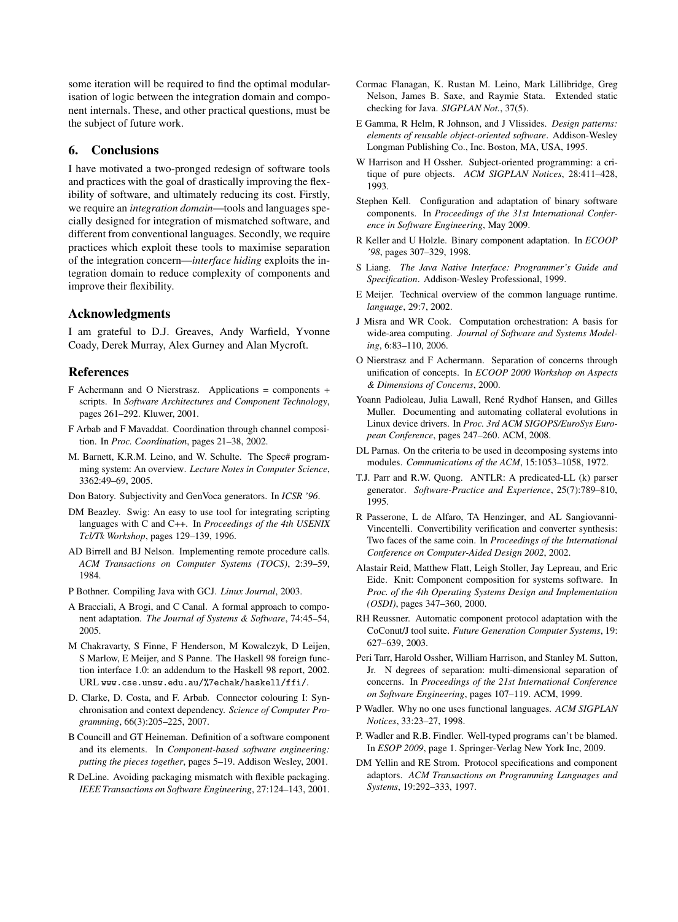some iteration will be required to find the optimal modularisation of logic between the integration domain and component internals. These, and other practical questions, must be the subject of future work.

## 6. Conclusions

I have motivated a two-pronged redesign of software tools and practices with the goal of drastically improving the flexibility of software, and ultimately reducing its cost. Firstly, we require an *integration domain*—tools and languages specially designed for integration of mismatched software, and different from conventional languages. Secondly, we require practices which exploit these tools to maximise separation of the integration concern—*interface hiding* exploits the integration domain to reduce complexity of components and improve their flexibility.

## Acknowledgments

I am grateful to D.J. Greaves, Andy Warfield, Yvonne Coady, Derek Murray, Alex Gurney and Alan Mycroft.

## References

F Achermann and O Nierstrasz. Applications = components + scripts. In *Software Architectures and Component Technology*, pages 261–292. Kluwer, 2001.

F Arbab and F Mavaddat. Coordination through channel composition. In *Proc. Coordination*, pages 21–38, 2002.

M. Barnett, K.R.M. Leino, and W. Schulte. The Spec# programming system: An overview. *Lecture Notes in Computer Science*, 3362:49–69, 2005.

Don Batory. Subjectivity and GenVoca generators. In *ICSR '96*.

DM Beazley. Swig: An easy to use tool for integrating scripting languages with C and C++. In *Proceedings of the 4th USENIX Tcl/Tk Workshop*, pages 129–139, 1996.

AD Birrell and BJ Nelson. Implementing remote procedure calls. *ACM Transactions on Computer Systems (TOCS)*, 2:39–59, 1984.

P Bothner. Compiling Java with GCJ. *Linux Journal*, 2003.

A Bracciali, A Brogi, and C Canal. A formal approach to component adaptation. *The Journal of Systems & Software*, 74:45–54, 2005.

M Chakravarty, S Finne, F Henderson, M Kowalczyk, D Leijen, S Marlow, E Meijer, and S Panne. The Haskell 98 foreign function interface 1.0: an addendum to the Haskell 98 report, 2002. URL `www.cse.unsw.edu.au/%7echak/haskell/ffi/`.

D. Clarke, D. Costa, and F. Arbab. Connector colouring I: Synchronisation and context dependency. *Science of Computer Programming*, 66(3):205–225, 2007.

B Councill and GT Heineman. Definition of a software component and its elements. In *Component-based software engineering: putting the pieces together*, pages 5–19. Addison Wesley, 2001.

R DeLine. Avoiding packaging mismatch with flexible packaging. *IEEE Transactions on Software Engineering*, 27:124–143, 2001.

Cormac Flanagan, K. Rustan M. Leino, Mark Lillibridge, Greg Nelson, James B. Saxe, and Raymie Stata. Extended static checking for Java. *SIGPLAN Not.*, 37(5).

E Gamma, R Helm, R Johnson, and J Vlissides. *Design patterns: elements of reusable object-oriented software*. Addison-Wesley Longman Publishing Co., Inc. Boston, MA, USA, 1995.

W Harrison and H Ossher. Subject-oriented programming: a critique of pure objects. *ACM SIGPLAN Notices*, 28:411–428, 1993.

Stephen Kell. Configuration and adaptation of binary software components. In *Proceedings of the 31st International Conference in Software Engineering*, May 2009.

R Keller and U Holzle. Binary component adaptation. In *ECOOP '98*, pages 307–329, 1998.

S Liang. *The Java Native Interface: Programmer's Guide and Specification*. Addison-Wesley Professional, 1999.

E Meijer. Technical overview of the common language runtime. *language*, 29:7, 2002.

J Misra and WR Cook. Computation orchestration: A basis for wide-area computing. *Journal of Software and Systems Modeling*, 6:83–110, 2006.

O Nierstrasz and F Achermann. Separation of concerns through unification of concepts. In *ECOOP 2000 Workshop on Aspects & Dimensions of Concerns*, 2000.

Yoann Padioleau, Julia Lawall, René Rydhof Hansen, and Gilles Muller. Documenting and automating collateral evolutions in Linux device drivers. In *Proc. 3rd ACM SIGOPS/EuroSys European Conference*, pages 247–260. ACM, 2008.

DL Parnas. On the criteria to be used in decomposing systems into modules. *Communications of the ACM*, 15:1053–1058, 1972.

T.J. Parr and R.W. Quong. ANTLR: A predicated-LL (k) parser generator. *Software-Practice and Experience*, 25(7):789–810, 1995.

R Passerone, L de Alfaro, TA Henzinger, and AL Sangiovanni-Vincentelli. Convertibility verification and converter synthesis: Two faces of the same coin. In *Proceedings of the International Conference on Computer-Aided Design 2002*, 2002.

Alastair Reid, Matthew Flatt, Leigh Stoller, Jay Lepreau, and Eric Eide. Knit: Component composition for systems software. In *Proc. of the 4th Operating Systems Design and Implementation (OSDI)*, pages 347–360, 2000.

RH Reussner. Automatic component protocol adaptation with the CoConut/J tool suite. *Future Generation Computer Systems*, 19: 627–639, 2003.

Peri Tarr, Harold Ossher, William Harrison, and Stanley M. Sutton, Jr. N degrees of separation: multi-dimensional separation of concerns. In *Proceedings of the 21st International Conference on Software Engineering*, pages 107–119. ACM, 1999.

P Wadler. Why no one uses functional languages. *ACM SIGPLAN Notices*, 33:23–27, 1998.

P. Wadler and R.B. Findler. Well-typed programs can't be blamed. In *ESOP 2009*, page 1. Springer-Verlag New York Inc, 2009.

DM Yellin and RE Strom. Protocol specifications and component adaptors. *ACM Transactions on Programming Languages and Systems*, 19:292–333, 1997.